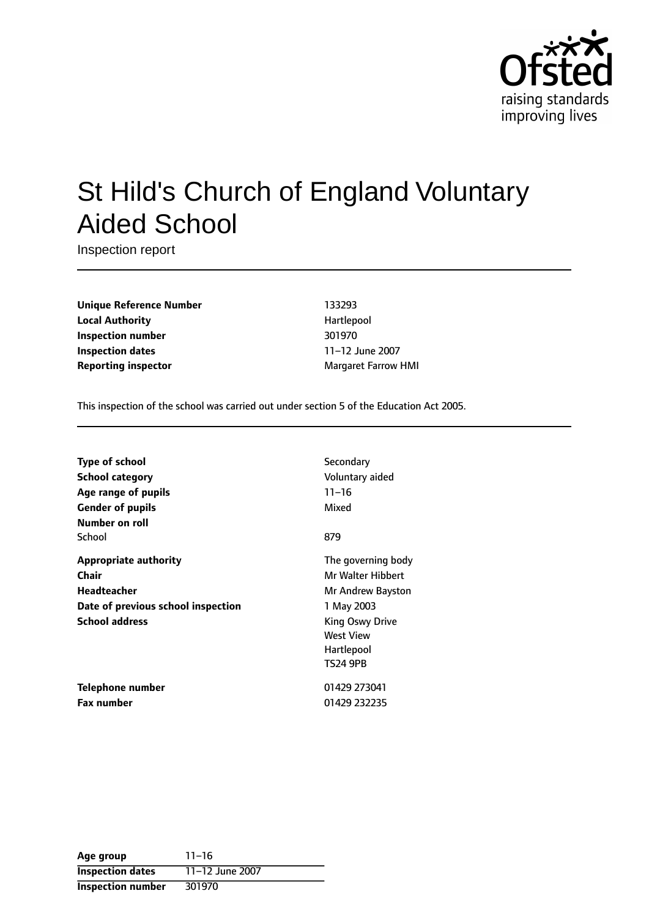Ofsted raising standards improving lives

# St Hild's Church of England Voluntary Aided School

Inspection report

| | |
|---|---|
| **Unique Reference Number** | 133293 |
| **Local Authority** | Hartlepool |
| **Inspection number** | 301970 |
| **Inspection dates** | 11–12 June 2007 |
| **Reporting inspector** | Margaret Farrow HMI |

This inspection of the school was carried out under section 5 of the Education Act 2005.

| | |
|---|---|
| **Type of school** | Secondary |
| **School category** | Voluntary aided |
| **Age range of pupils** | 11–16 |
| **Gender of pupils** | Mixed |
| **Number on roll** | |
| School | 879 |
| **Appropriate authority** | The governing body |
| **Chair** | Mr Walter Hibbert |
| **Headteacher** | Mr Andrew Bayston |
| **Date of previous school inspection** | 1 May 2003 |
| **School address** | King Oswy Drive<br>West View<br>Hartlepool<br>TS24 9PB |
| **Telephone number** | 01429 273041 |
| **Fax number** | 01429 232235 |

| | |
|---|---|
| **Age group** | 11–16 |
| **Inspection dates** | 11–12 June 2007 |
| **Inspection number** | 301970 |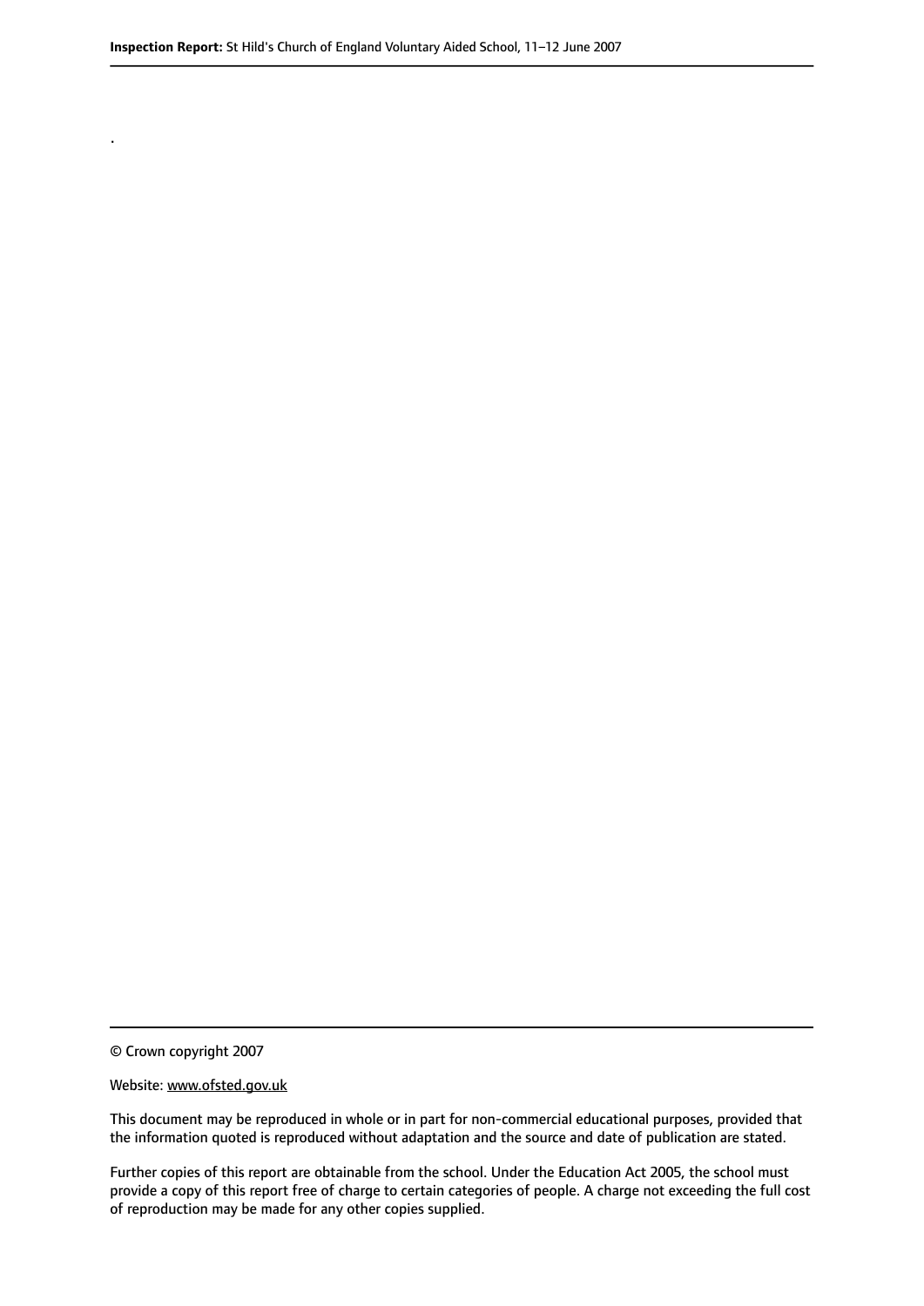.

© Crown copyright 2007

Website: www.ofsted.gov.uk

This document may be reproduced in whole or in part for non-commercial educational purposes, provided that the information quoted is reproduced without adaptation and the source and date of publication are stated.

Further copies of this report are obtainable from the school. Under the Education Act 2005, the school must provide a copy of this report free of charge to certain categories of people. A charge not exceeding the full cost of reproduction may be made for any other copies supplied.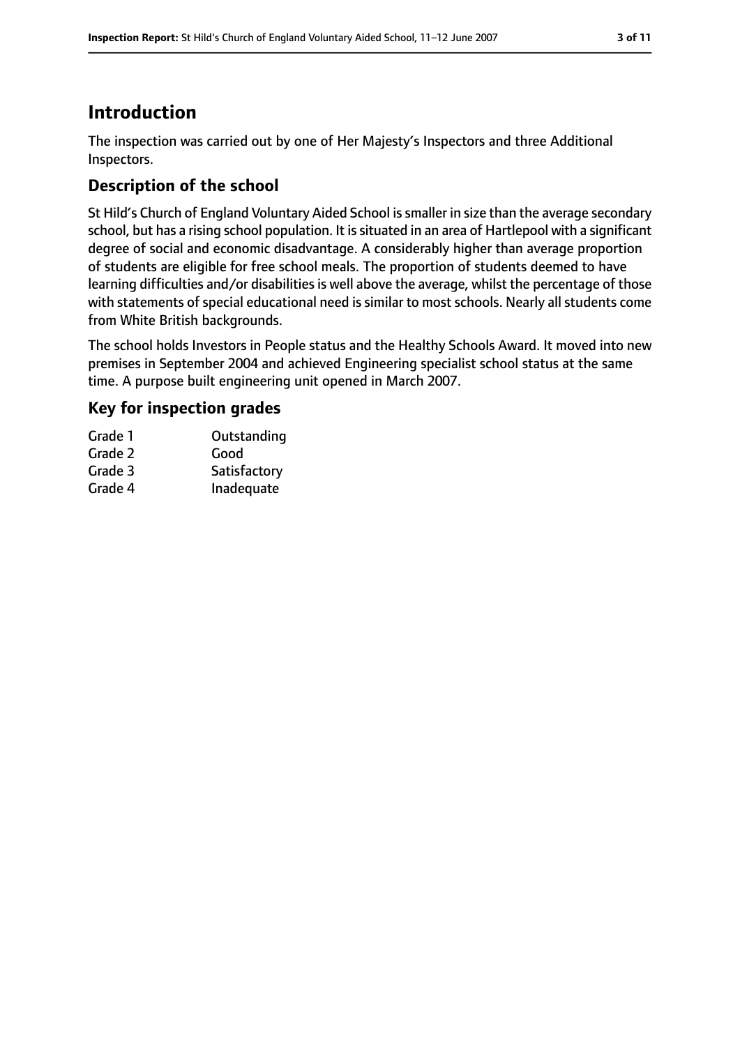# Introduction

The inspection was carried out by one of Her Majesty's Inspectors and three Additional Inspectors.

## Description of the school

St Hild's Church of England Voluntary Aided School is smaller in size than the average secondary school, but has a rising school population. It is situated in an area of Hartlepool with a significant degree of social and economic disadvantage. A considerably higher than average proportion of students are eligible for free school meals. The proportion of students deemed to have learning difficulties and/or disabilities is well above the average, whilst the percentage of those with statements of special educational need is similar to most schools. Nearly all students come from White British backgrounds.

The school holds Investors in People status and the Healthy Schools Award. It moved into new premises in September 2004 and achieved Engineering specialist school status at the same time. A purpose built engineering unit opened in March 2007.

## Key for inspection grades

| | |
|---|---|
| Grade 1 | Outstanding |
| Grade 2 | Good |
| Grade 3 | Satisfactory |
| Grade 4 | Inadequate |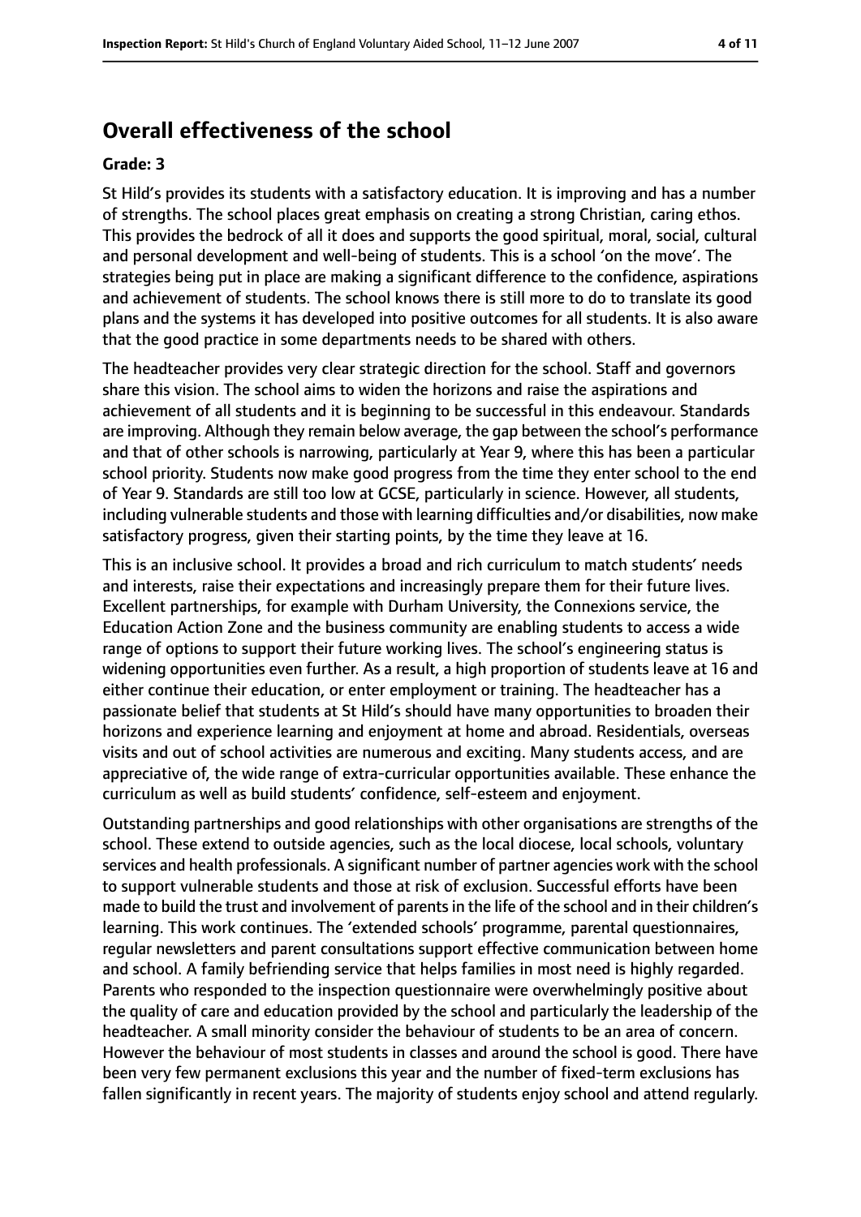## Overall effectiveness of the school

**Grade: 3**

St Hild's provides its students with a satisfactory education. It is improving and has a number of strengths. The school places great emphasis on creating a strong Christian, caring ethos. This provides the bedrock of all it does and supports the good spiritual, moral, social, cultural and personal development and well-being of students. This is a school 'on the move'. The strategies being put in place are making a significant difference to the confidence, aspirations and achievement of students. The school knows there is still more to do to translate its good plans and the systems it has developed into positive outcomes for all students. It is also aware that the good practice in some departments needs to be shared with others.

The headteacher provides very clear strategic direction for the school. Staff and governors share this vision. The school aims to widen the horizons and raise the aspirations and achievement of all students and it is beginning to be successful in this endeavour. Standards are improving. Although they remain below average, the gap between the school's performance and that of other schools is narrowing, particularly at Year 9, where this has been a particular school priority. Students now make good progress from the time they enter school to the end of Year 9. Standards are still too low at GCSE, particularly in science. However, all students, including vulnerable students and those with learning difficulties and/or disabilities, now make satisfactory progress, given their starting points, by the time they leave at 16.

This is an inclusive school. It provides a broad and rich curriculum to match students' needs and interests, raise their expectations and increasingly prepare them for their future lives. Excellent partnerships, for example with Durham University, the Connexions service, the Education Action Zone and the business community are enabling students to access a wide range of options to support their future working lives. The school's engineering status is widening opportunities even further. As a result, a high proportion of students leave at 16 and either continue their education, or enter employment or training. The headteacher has a passionate belief that students at St Hild's should have many opportunities to broaden their horizons and experience learning and enjoyment at home and abroad. Residentials, overseas visits and out of school activities are numerous and exciting. Many students access, and are appreciative of, the wide range of extra-curricular opportunities available. These enhance the curriculum as well as build students' confidence, self-esteem and enjoyment.

Outstanding partnerships and good relationships with other organisations are strengths of the school. These extend to outside agencies, such as the local diocese, local schools, voluntary services and health professionals. A significant number of partner agencies work with the school to support vulnerable students and those at risk of exclusion. Successful efforts have been made to build the trust and involvement of parents in the life of the school and in their children's learning. This work continues. The 'extended schools' programme, parental questionnaires, regular newsletters and parent consultations support effective communication between home and school. A family befriending service that helps families in most need is highly regarded. Parents who responded to the inspection questionnaire were overwhelmingly positive about the quality of care and education provided by the school and particularly the leadership of the headteacher. A small minority consider the behaviour of students to be an area of concern. However the behaviour of most students in classes and around the school is good. There have been very few permanent exclusions this year and the number of fixed-term exclusions has fallen significantly in recent years. The majority of students enjoy school and attend regularly.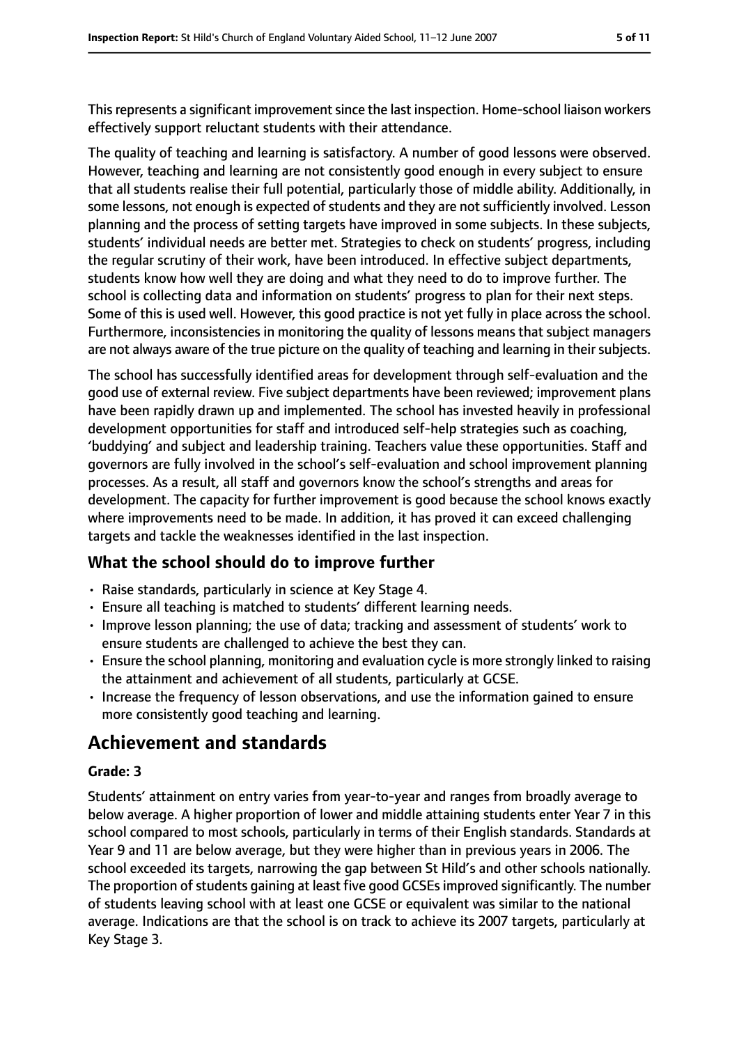This represents a significant improvement since the last inspection. Home-school liaison workers effectively support reluctant students with their attendance.

The quality of teaching and learning is satisfactory. A number of good lessons were observed. However, teaching and learning are not consistently good enough in every subject to ensure that all students realise their full potential, particularly those of middle ability. Additionally, in some lessons, not enough is expected of students and they are not sufficiently involved. Lesson planning and the process of setting targets have improved in some subjects. In these subjects, students' individual needs are better met. Strategies to check on students' progress, including the regular scrutiny of their work, have been introduced. In effective subject departments, students know how well they are doing and what they need to do to improve further. The school is collecting data and information on students' progress to plan for their next steps. Some of this is used well. However, this good practice is not yet fully in place across the school. Furthermore, inconsistencies in monitoring the quality of lessons means that subject managers are not always aware of the true picture on the quality of teaching and learning in their subjects.

The school has successfully identified areas for development through self-evaluation and the good use of external review. Five subject departments have been reviewed; improvement plans have been rapidly drawn up and implemented. The school has invested heavily in professional development opportunities for staff and introduced self-help strategies such as coaching, 'buddying' and subject and leadership training. Teachers value these opportunities. Staff and governors are fully involved in the school's self-evaluation and school improvement planning processes. As a result, all staff and governors know the school's strengths and areas for development. The capacity for further improvement is good because the school knows exactly where improvements need to be made. In addition, it has proved it can exceed challenging targets and tackle the weaknesses identified in the last inspection.

### What the school should do to improve further

- Raise standards, particularly in science at Key Stage 4.
- Ensure all teaching is matched to students' different learning needs.
- Improve lesson planning; the use of data; tracking and assessment of students' work to ensure students are challenged to achieve the best they can.
- Ensure the school planning, monitoring and evaluation cycle is more strongly linked to raising the attainment and achievement of all students, particularly at GCSE.
- Increase the frequency of lesson observations, and use the information gained to ensure more consistently good teaching and learning.

## Achievement and standards

#### Grade: 3

Students' attainment on entry varies from year-to-year and ranges from broadly average to below average. A higher proportion of lower and middle attaining students enter Year 7 in this school compared to most schools, particularly in terms of their English standards. Standards at Year 9 and 11 are below average, but they were higher than in previous years in 2006. The school exceeded its targets, narrowing the gap between St Hild's and other schools nationally. The proportion of students gaining at least five good GCSEs improved significantly. The number of students leaving school with at least one GCSE or equivalent was similar to the national average. Indications are that the school is on track to achieve its 2007 targets, particularly at Key Stage 3.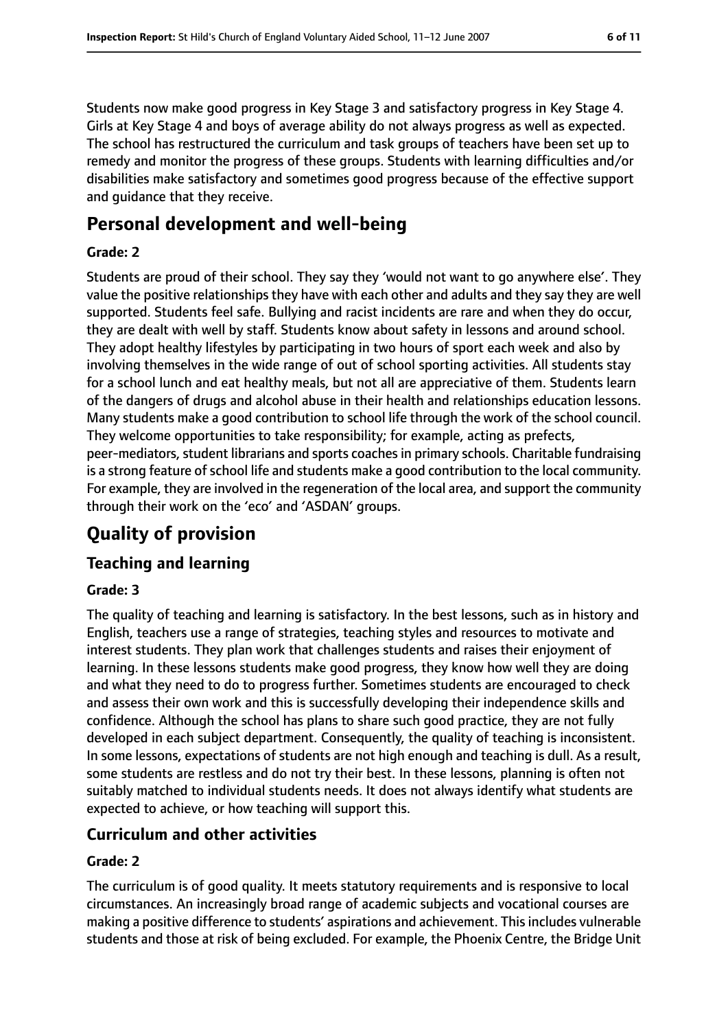Students now make good progress in Key Stage 3 and satisfactory progress in Key Stage 4. Girls at Key Stage 4 and boys of average ability do not always progress as well as expected. The school has restructured the curriculum and task groups of teachers have been set up to remedy and monitor the progress of these groups. Students with learning difficulties and/or disabilities make satisfactory and sometimes good progress because of the effective support and guidance that they receive.

# Personal development and well-being

**Grade: 2**

Students are proud of their school. They say they 'would not want to go anywhere else'. They value the positive relationships they have with each other and adults and they say they are well supported. Students feel safe. Bullying and racist incidents are rare and when they do occur, they are dealt with well by staff. Students know about safety in lessons and around school. They adopt healthy lifestyles by participating in two hours of sport each week and also by involving themselves in the wide range of out of school sporting activities. All students stay for a school lunch and eat healthy meals, but not all are appreciative of them. Students learn of the dangers of drugs and alcohol abuse in their health and relationships education lessons. Many students make a good contribution to school life through the work of the school council. They welcome opportunities to take responsibility; for example, acting as prefects, peer-mediators, student librarians and sports coaches in primary schools. Charitable fundraising is a strong feature of school life and students make a good contribution to the local community. For example, they are involved in the regeneration of the local area, and support the community through their work on the 'eco' and 'ASDAN' groups.

# Quality of provision

## Teaching and learning

**Grade: 3**

The quality of teaching and learning is satisfactory. In the best lessons, such as in history and English, teachers use a range of strategies, teaching styles and resources to motivate and interest students. They plan work that challenges students and raises their enjoyment of learning. In these lessons students make good progress, they know how well they are doing and what they need to do to progress further. Sometimes students are encouraged to check and assess their own work and this is successfully developing their independence skills and confidence. Although the school has plans to share such good practice, they are not fully developed in each subject department. Consequently, the quality of teaching is inconsistent. In some lessons, expectations of students are not high enough and teaching is dull. As a result, some students are restless and do not try their best. In these lessons, planning is often not suitably matched to individual students needs. It does not always identify what students are expected to achieve, or how teaching will support this.

## Curriculum and other activities

**Grade: 2**

The curriculum is of good quality. It meets statutory requirements and is responsive to local circumstances. An increasingly broad range of academic subjects and vocational courses are making a positive difference to students' aspirations and achievement. This includes vulnerable students and those at risk of being excluded. For example, the Phoenix Centre, the Bridge Unit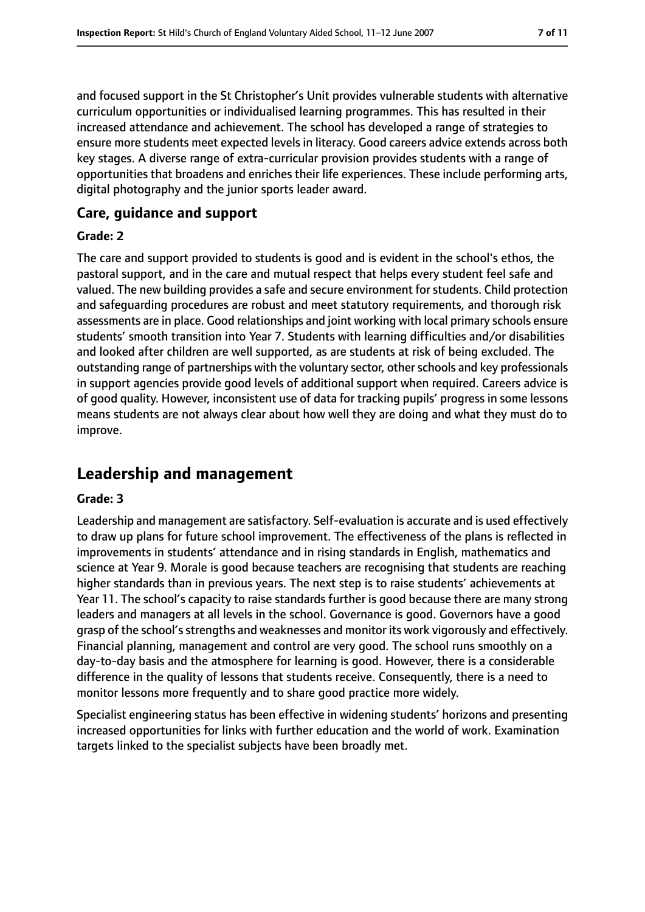and focused support in the St Christopher's Unit provides vulnerable students with alternative curriculum opportunities or individualised learning programmes. This has resulted in their increased attendance and achievement. The school has developed a range of strategies to ensure more students meet expected levels in literacy. Good careers advice extends across both key stages. A diverse range of extra-curricular provision provides students with a range of opportunities that broadens and enriches their life experiences. These include performing arts, digital photography and the junior sports leader award.

### Care, guidance and support

#### Grade: 2

The care and support provided to students is good and is evident in the school's ethos, the pastoral support, and in the care and mutual respect that helps every student feel safe and valued. The new building provides a safe and secure environment for students. Child protection and safeguarding procedures are robust and meet statutory requirements, and thorough risk assessments are in place. Good relationships and joint working with local primary schools ensure students' smooth transition into Year 7. Students with learning difficulties and/or disabilities and looked after children are well supported, as are students at risk of being excluded. The outstanding range of partnerships with the voluntary sector, other schools and key professionals in support agencies provide good levels of additional support when required. Careers advice is of good quality. However, inconsistent use of data for tracking pupils' progress in some lessons means students are not always clear about how well they are doing and what they must do to improve.

## Leadership and management

#### Grade: 3

Leadership and management are satisfactory. Self-evaluation is accurate and is used effectively to draw up plans for future school improvement. The effectiveness of the plans is reflected in improvements in students' attendance and in rising standards in English, mathematics and science at Year 9. Morale is good because teachers are recognising that students are reaching higher standards than in previous years. The next step is to raise students' achievements at Year 11. The school's capacity to raise standards further is good because there are many strong leaders and managers at all levels in the school. Governance is good. Governors have a good grasp of the school's strengths and weaknesses and monitor its work vigorously and effectively. Financial planning, management and control are very good. The school runs smoothly on a day-to-day basis and the atmosphere for learning is good. However, there is a considerable difference in the quality of lessons that students receive. Consequently, there is a need to monitor lessons more frequently and to share good practice more widely.

Specialist engineering status has been effective in widening students' horizons and presenting increased opportunities for links with further education and the world of work. Examination targets linked to the specialist subjects have been broadly met.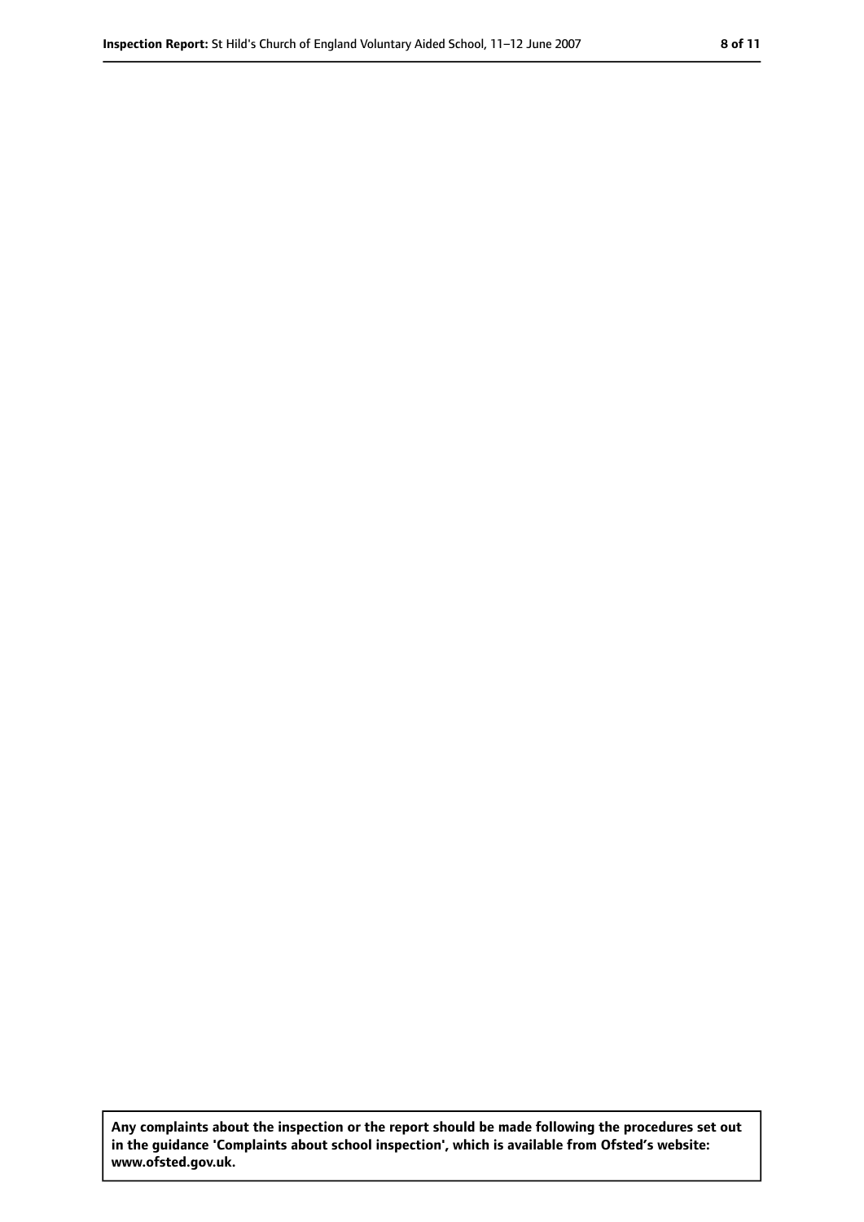**Any complaints about the inspection or the report should be made following the procedures set out in the guidance 'Complaints about school inspection', which is available from Ofsted's website: www.ofsted.gov.uk.**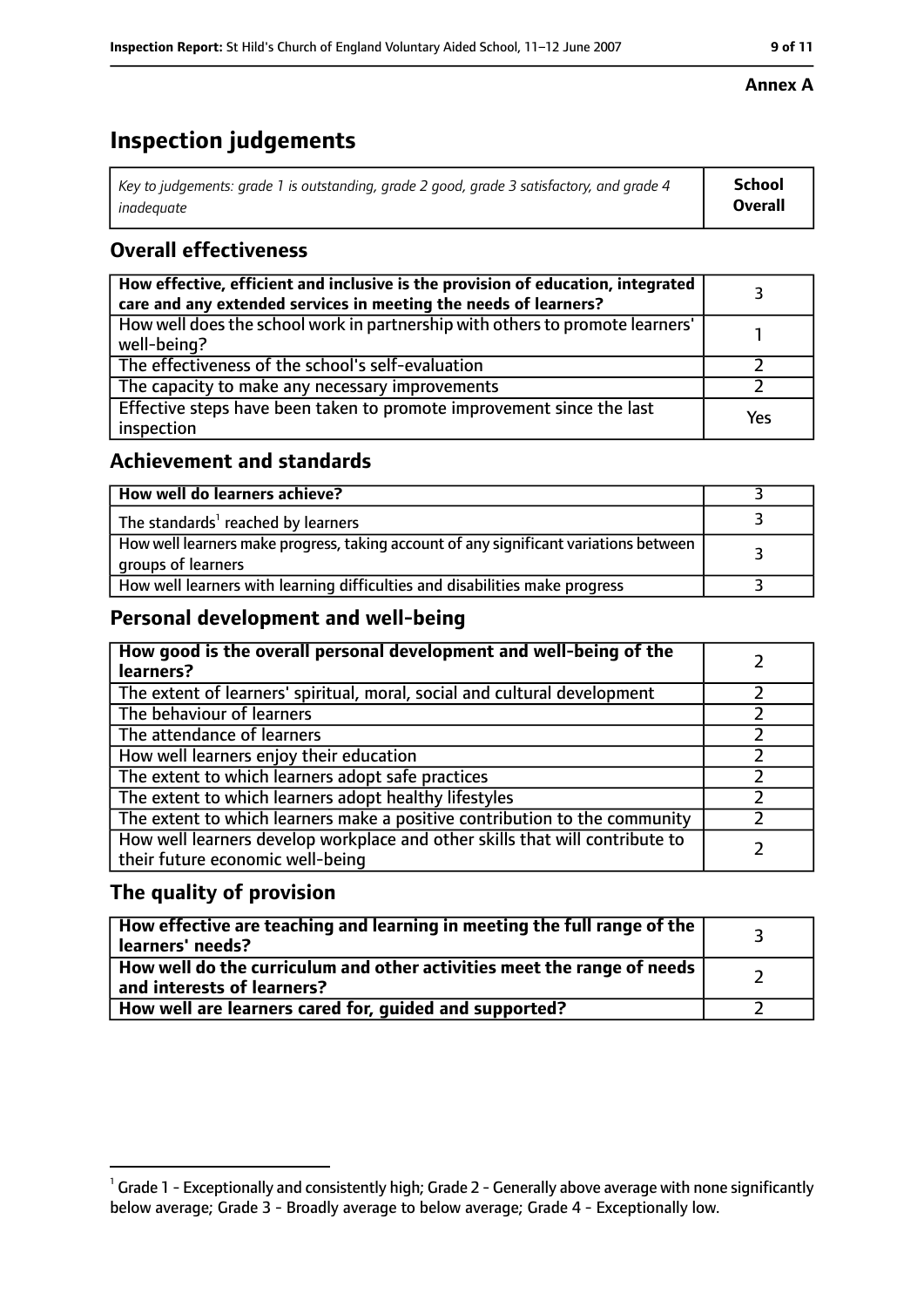**Annex A**

# Inspection judgements

| *Key to judgements: grade 1 is outstanding, grade 2 good, grade 3 satisfactory, and grade 4 inadequate* | **School Overall** |
|---|---|

## Overall effectiveness

| | |
|---|---|
| **How effective, efficient and inclusive is the provision of education, integrated care and any extended services in meeting the needs of learners?** | 3 |
| How well does the school work in partnership with others to promote learners' well-being? | 1 |
| The effectiveness of the school's self-evaluation | 2 |
| The capacity to make any necessary improvements | 2 |
| Effective steps have been taken to promote improvement since the last inspection | Yes |

## Achievement and standards

| | |
|---|---|
| **How well do learners achieve?** | 3 |
| The standards[1] reached by learners | 3 |
| How well learners make progress, taking account of any significant variations between groups of learners | 3 |
| How well learners with learning difficulties and disabilities make progress | 3 |

## Personal development and well-being

| | |
|---|---|
| **How good is the overall personal development and well-being of the learners?** | 2 |
| The extent of learners' spiritual, moral, social and cultural development | 2 |
| The behaviour of learners | 2 |
| The attendance of learners | 2 |
| How well learners enjoy their education | 2 |
| The extent to which learners adopt safe practices | 2 |
| The extent to which learners adopt healthy lifestyles | 2 |
| The extent to which learners make a positive contribution to the community | 2 |
| How well learners develop workplace and other skills that will contribute to their future economic well-being | 2 |

## The quality of provision

| | |
|---|---|
| **How effective are teaching and learning in meeting the full range of the learners' needs?** | 3 |
| **How well do the curriculum and other activities meet the range of needs and interests of learners?** | 2 |
| **How well are learners cared for, guided and supported?** | 2 |

[1] Grade 1 - Exceptionally and consistently high; Grade 2 - Generally above average with none significantly below average; Grade 3 - Broadly average to below average; Grade 4 - Exceptionally low.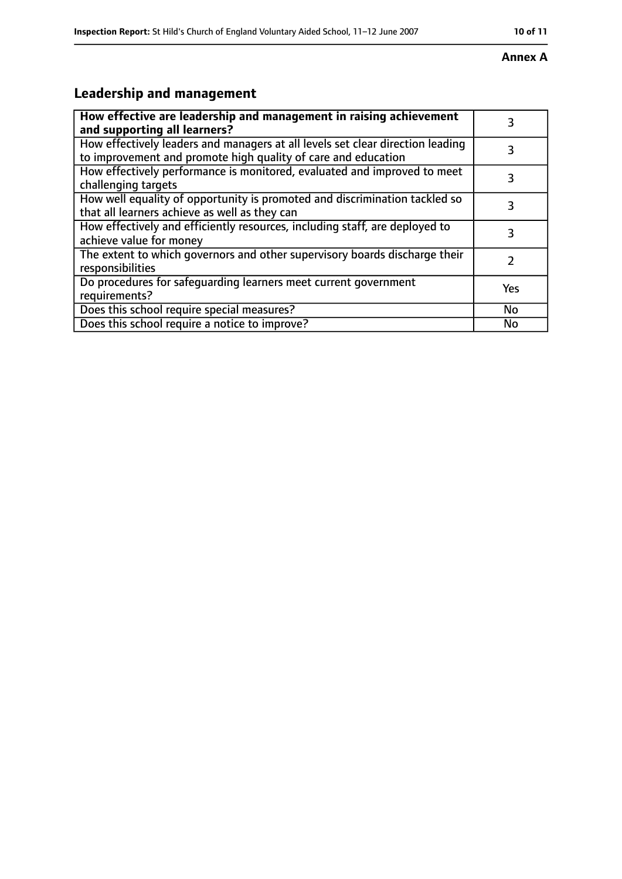**Annex A**

## Leadership and management

| **How effective are leadership and management in raising achievement and supporting all learners?** | 3 |
|---|---|
| How effectively leaders and managers at all levels set clear direction leading to improvement and promote high quality of care and education | 3 |
| How effectively performance is monitored, evaluated and improved to meet challenging targets | 3 |
| How well equality of opportunity is promoted and discrimination tackled so that all learners achieve as well as they can | 3 |
| How effectively and efficiently resources, including staff, are deployed to achieve value for money | 3 |
| The extent to which governors and other supervisory boards discharge their responsibilities | 2 |
| Do procedures for safeguarding learners meet current government requirements? | Yes |
| Does this school require special measures? | No |
| Does this school require a notice to improve? | No |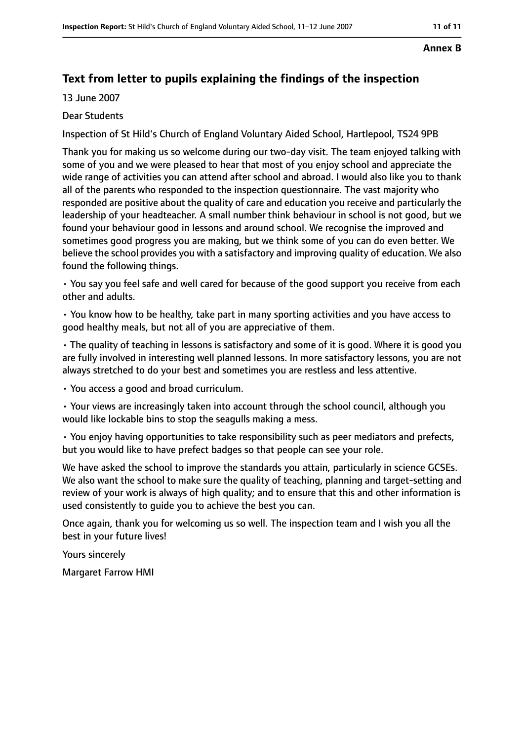**Annex B**

## Text from letter to pupils explaining the findings of the inspection

13 June 2007

Dear Students

Inspection of St Hild's Church of England Voluntary Aided School, Hartlepool, TS24 9PB

Thank you for making us so welcome during our two-day visit. The team enjoyed talking with some of you and we were pleased to hear that most of you enjoy school and appreciate the wide range of activities you can attend after school and abroad. I would also like you to thank all of the parents who responded to the inspection questionnaire. The vast majority who responded are positive about the quality of care and education you receive and particularly the leadership of your headteacher. A small number think behaviour in school is not good, but we found your behaviour good in lessons and around school. We recognise the improved and sometimes good progress you are making, but we think some of you can do even better. We believe the school provides you with a satisfactory and improving quality of education. We also found the following things.

- You say you feel safe and well cared for because of the good support you receive from each other and adults.
- You know how to be healthy, take part in many sporting activities and you have access to good healthy meals, but not all of you are appreciative of them.
- The quality of teaching in lessons is satisfactory and some of it is good. Where it is good you are fully involved in interesting well planned lessons. In more satisfactory lessons, you are not always stretched to do your best and sometimes you are restless and less attentive.
- You access a good and broad curriculum.
- Your views are increasingly taken into account through the school council, although you would like lockable bins to stop the seagulls making a mess.
- You enjoy having opportunities to take responsibility such as peer mediators and prefects, but you would like to have prefect badges so that people can see your role.

We have asked the school to improve the standards you attain, particularly in science GCSEs. We also want the school to make sure the quality of teaching, planning and target-setting and review of your work is always of high quality; and to ensure that this and other information is used consistently to guide you to achieve the best you can.

Once again, thank you for welcoming us so well. The inspection team and I wish you all the best in your future lives!

Yours sincerely

Margaret Farrow HMI